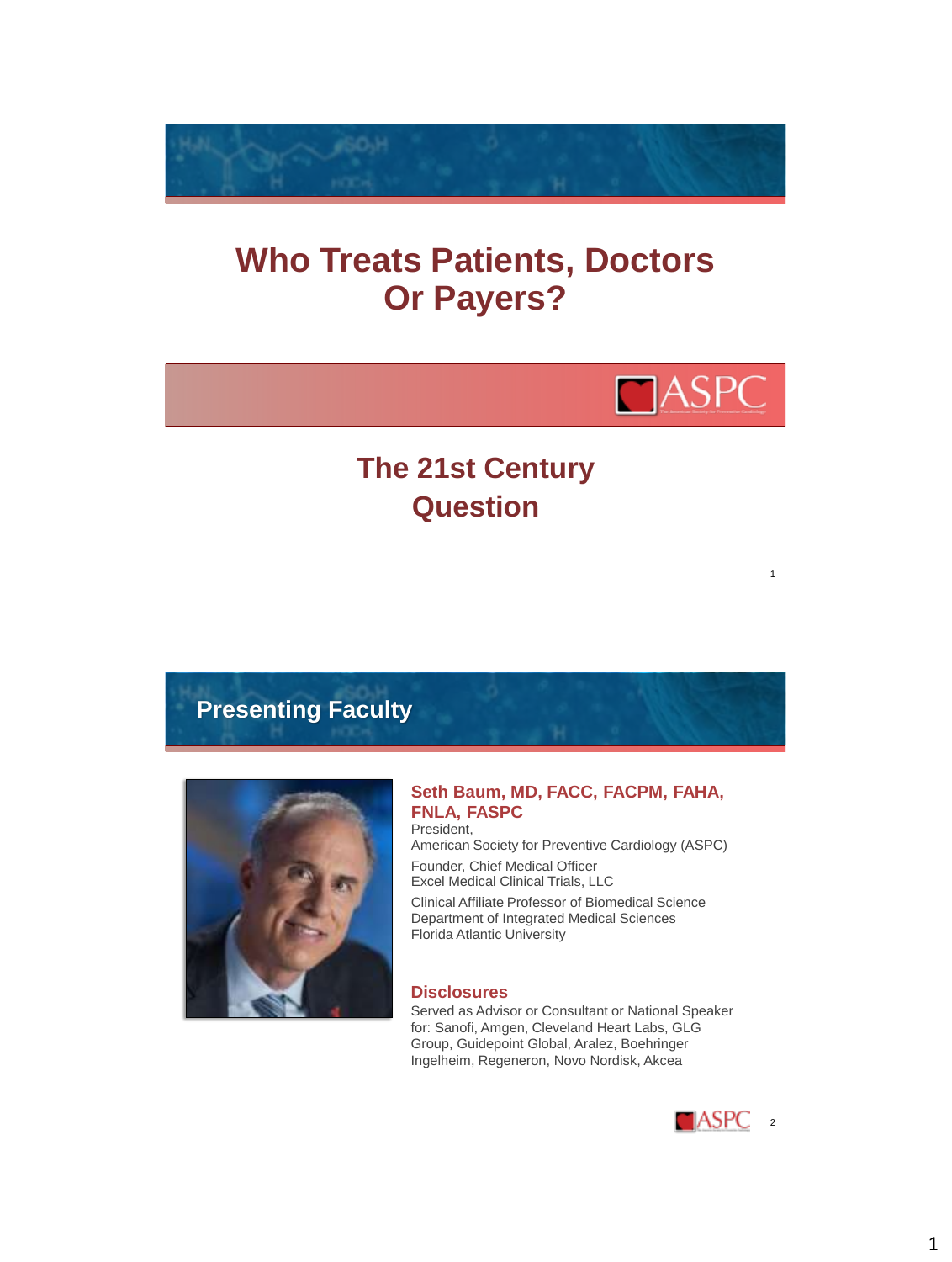# Who Treats Patients, Doctors Or Payers?

ASPC

## The 21st Century Question

## Presenting Faculty

**Seth Baum, MD, FACC, FACPM, FAHA, FNLA, FASPC**
President,
American Society for Preventive Cardiology (ASPC)

Founder, Chief Medical Officer
Excel Medical Clinical Trials, LLC

Clinical Affiliate Professor of Biomedical Science
Department of Integrated Medical Sciences
Florida Atlantic University

**Disclosures**

Served as Advisor or Consultant or National Speaker for: Sanofi, Amgen, Cleveland Heart Labs, GLG Group, Guidepoint Global, Aralez, Boehringer Ingelheim, Regeneron, Novo Nordisk, Akcea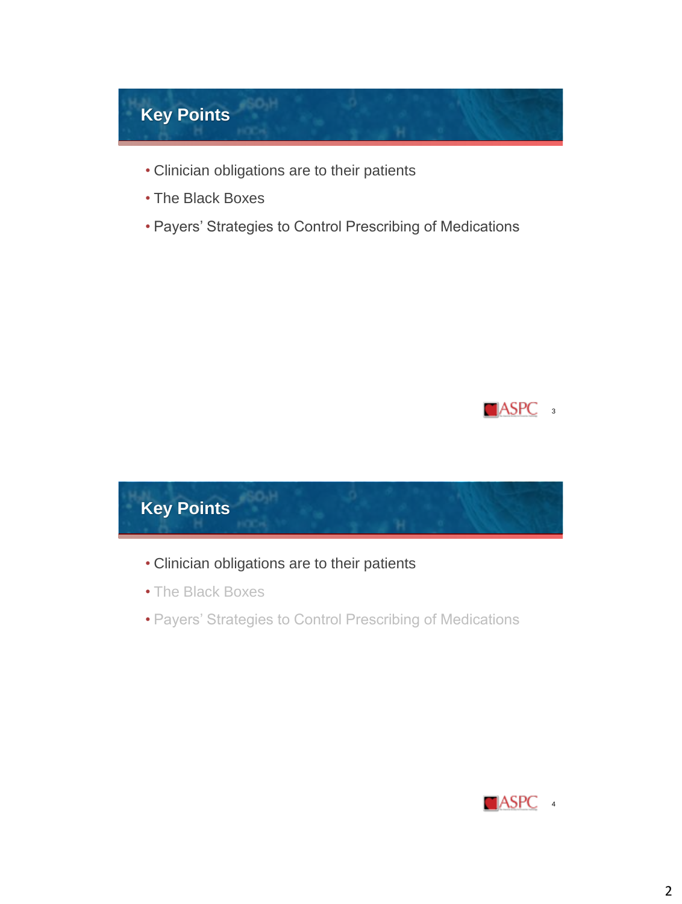## Key Points

- Clinician obligations are to their patients
- The Black Boxes
- Payers' Strategies to Control Prescribing of Medications

## Key Points

- Clinician obligations are to their patients
- The Black Boxes
- Payers' Strategies to Control Prescribing of Medications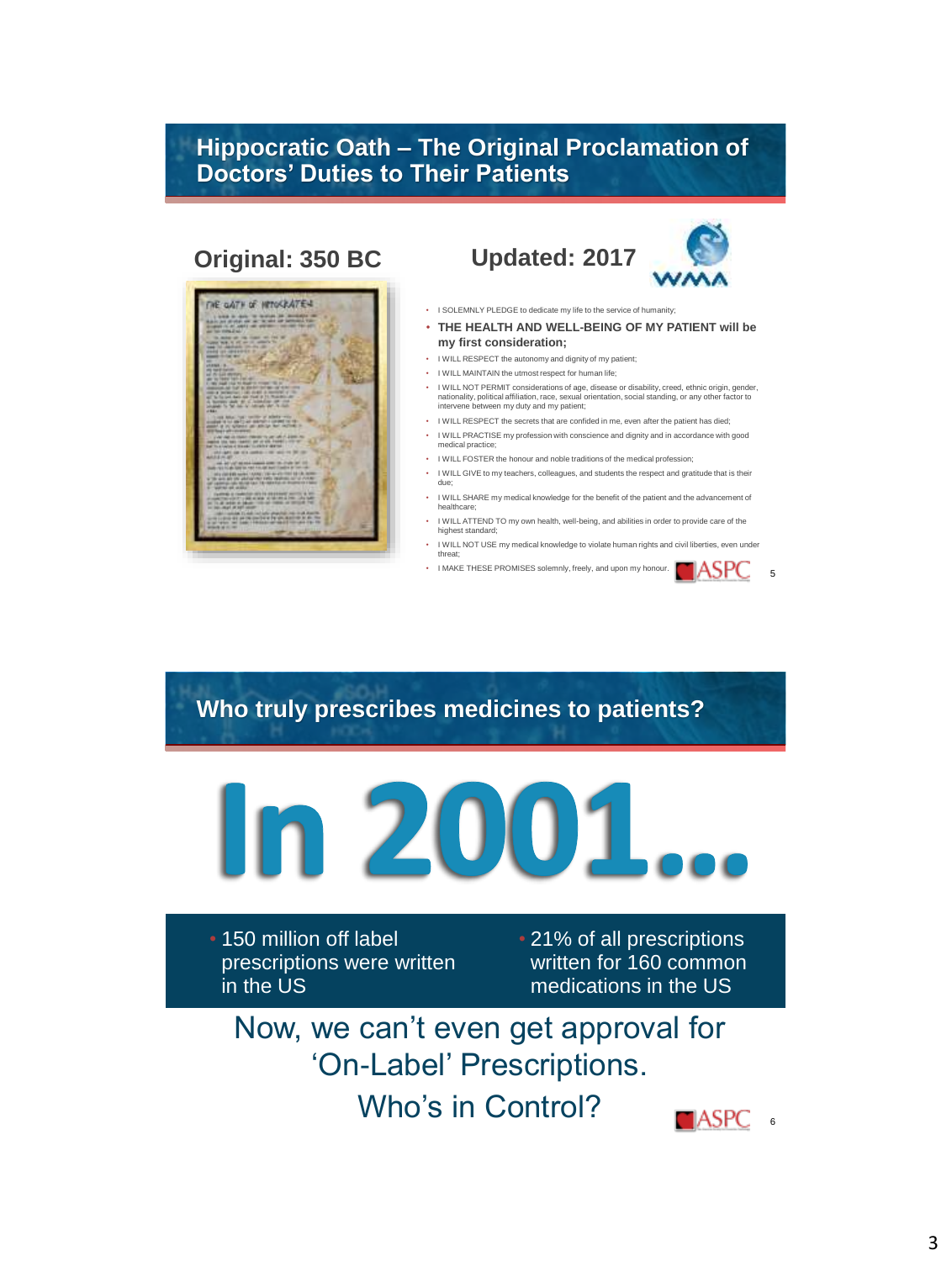## Hippocratic Oath – The Original Proclamation of Doctors' Duties to Their Patients

### Original: 350 BC

### Updated: 2017

- I SOLEMNLY PLEDGE to dedicate my life to the service of humanity;
- **THE HEALTH AND WELL-BEING OF MY PATIENT will be my first consideration;**
- I WILL RESPECT the autonomy and dignity of my patient;
- I WILL MAINTAIN the utmost respect for human life;
- I WILL NOT PERMIT considerations of age, disease or disability, creed, ethnic origin, gender, nationality, political affiliation, race, sexual orientation, social standing, or any other factor to intervene between my duty and my patient;
- I WILL RESPECT the secrets that are confided in me, even after the patient has died;
- I WILL PRACTISE my profession with conscience and dignity and in accordance with good medical practice;
- I WILL FOSTER the honour and noble traditions of the medical profession;
- I WILL GIVE to my teachers, colleagues, and students the respect and gratitude that is their due;
- I WILL SHARE my medical knowledge for the benefit of the patient and the advancement of healthcare;
- I WILL ATTEND TO my own health, well-being, and abilities in order to provide care of the highest standard;
- I WILL NOT USE my medical knowledge to violate human rights and civil liberties, even under threat;
- I MAKE THESE PROMISES solemnly, freely, and upon my honour.

## Who truly prescribes medicines to patients?

# In 2001…

- 150 million off label prescriptions were written in the US
- 21% of all prescriptions written for 160 common medications in the US

Now, we can't even get approval for 'On-Label' Prescriptions.

Who's in Control?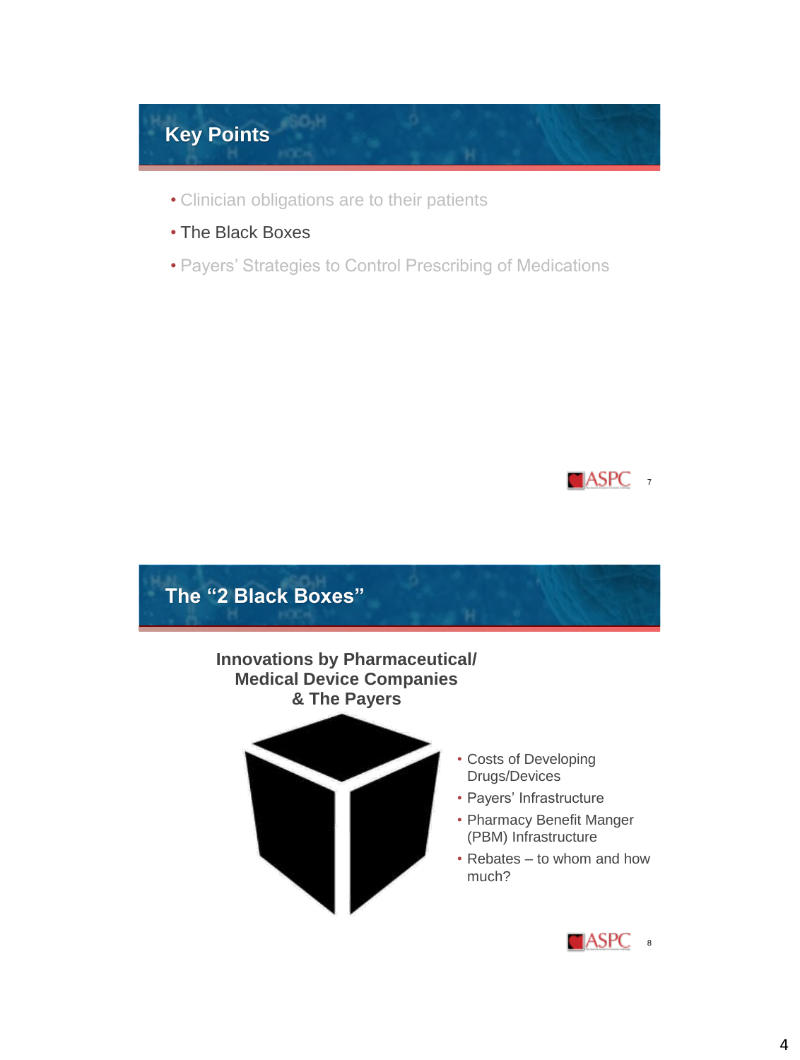## Key Points

- Clinician obligations are to their patients
- The Black Boxes
- Payers' Strategies to Control Prescribing of Medications

## The "2 Black Boxes"

**Innovations by Pharmaceutical/ Medical Device Companies & The Payers**

- Costs of Developing Drugs/Devices
- Payers' Infrastructure
- Pharmacy Benefit Manger (PBM) Infrastructure
- Rebates – to whom and how much?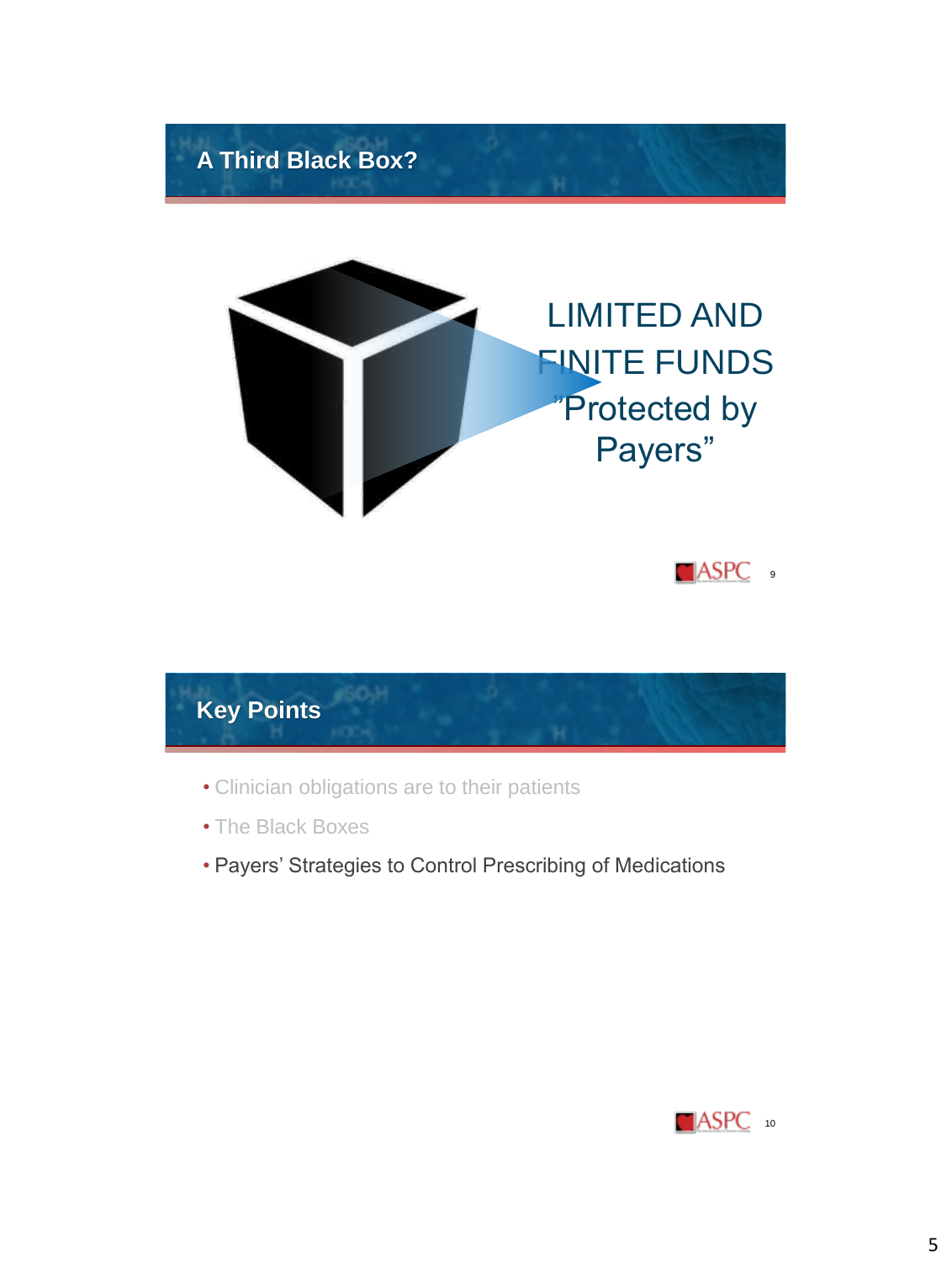## A Third Black Box?

LIMITED AND FINITE FUNDS

"Protected by Payers"

## Key Points

- Clinician obligations are to their patients
- The Black Boxes
- Payers' Strategies to Control Prescribing of Medications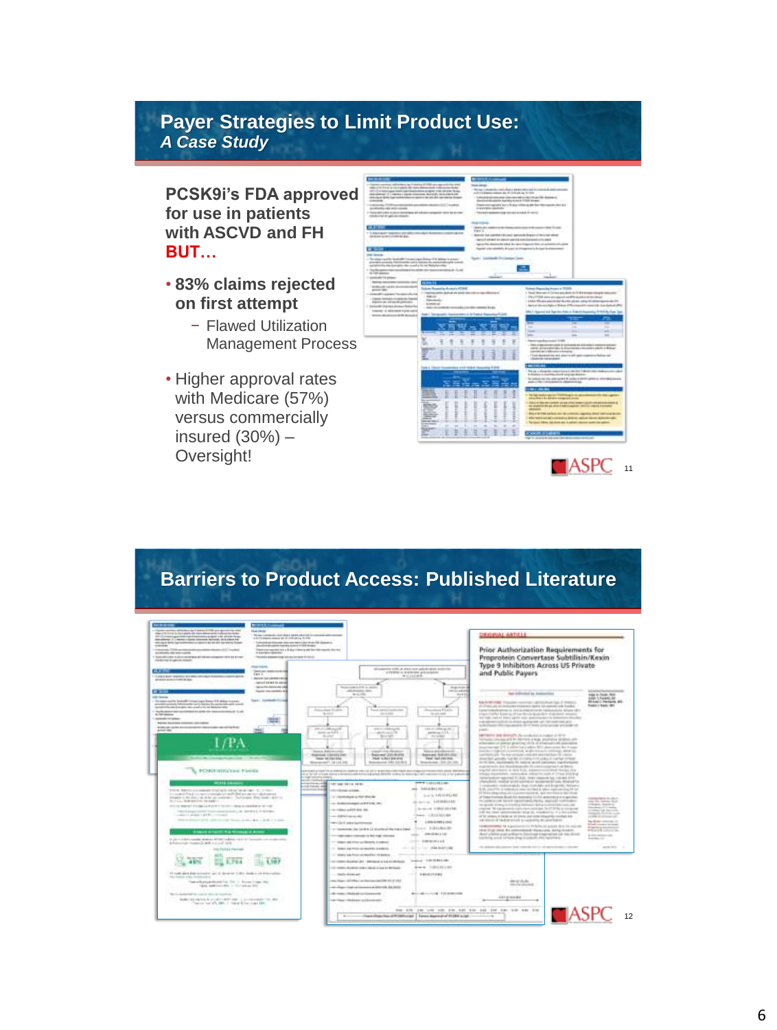## Payer Strategies to Limit Product Use:
### *A Case Study*

**PCSK9i's FDA approved for use in patients with ASCVD and FH**
**BUT…**

- **83% claims rejected on first attempt**
  - Flawed Utilization Management Process
- Higher approval rates with Medicare (57%) versus commercially insured (30%) – Oversight!

## Barriers to Product Access: Published Literature

**ORIGINAL ARTICLE**

**Prior Authorization Requirements for Proprotein Convertase Subtilisin/Kexin Type 9 Inhibitors Across US Private and Public Payers**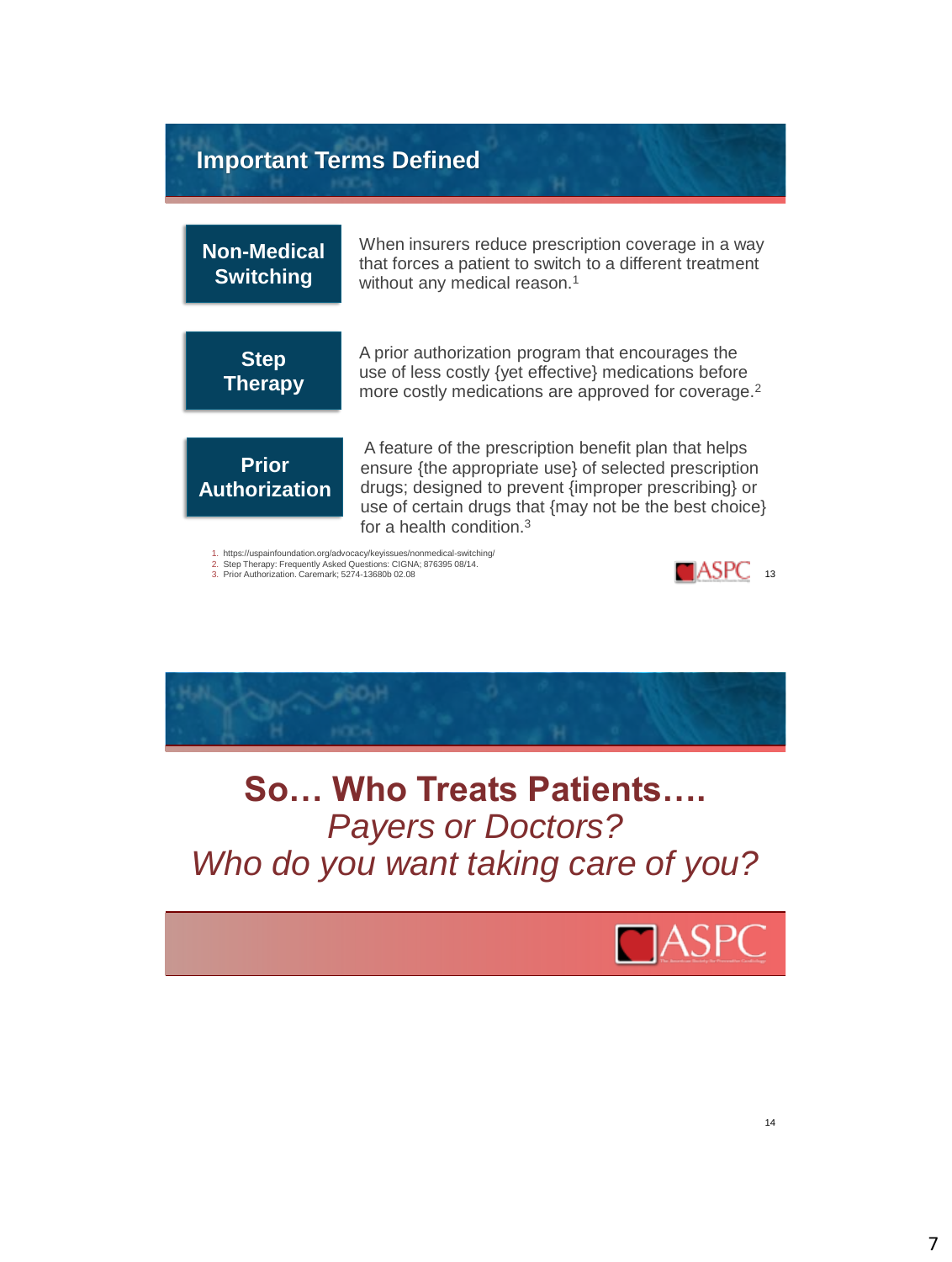## Important Terms Defined

**Non-Medical Switching**

When insurers reduce prescription coverage in a way that forces a patient to switch to a different treatment without any medical reason.[1]

**Step Therapy**

A prior authorization program that encourages the use of less costly {yet effective} medications before more costly medications are approved for coverage.[2]

**Prior Authorization**

A feature of the prescription benefit plan that helps ensure {the appropriate use} of selected prescription drugs; designed to prevent {improper prescribing} or use of certain drugs that {may not be the best choice} for a health condition.[3]

1. https://uspainfoundation.org/advocacy/keyissues/nonmedical-switching/
2. Step Therapy: Frequently Asked Questions: CIGNA; 876395 08/14.
3. Prior Authorization. Caremark; 5274-13680b 02.08

ASPC

---

## So… Who Treats Patients….

*Payers or Doctors?*

*Who do you want taking care of you?*

ASPC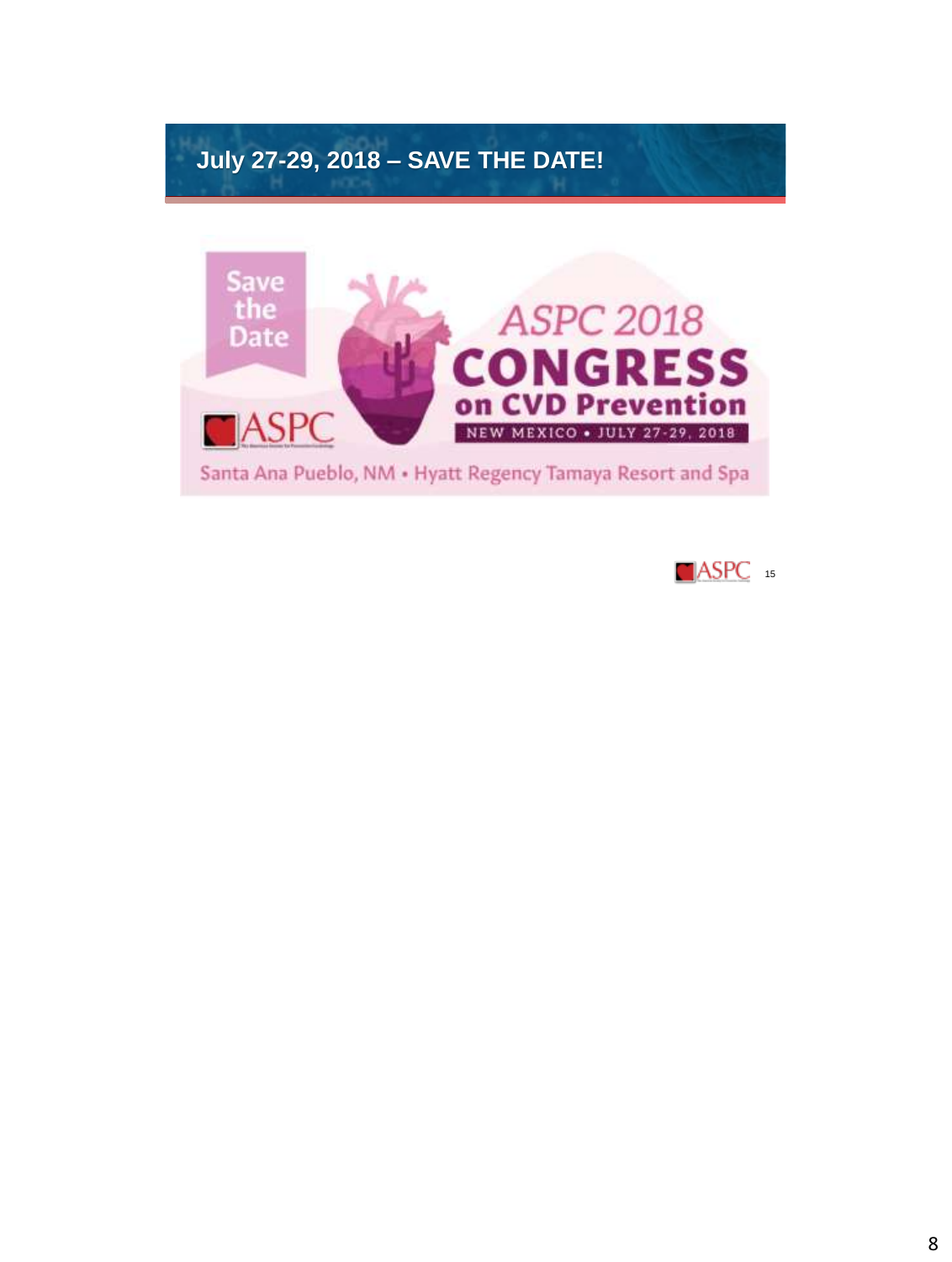# July 27-29, 2018 – SAVE THE DATE!

Save the Date

ASPC 2018

CONGRESS

on CVD Prevention

NEW MEXICO • JULY 27-29, 2018

ASPC

Santa Ana Pueblo, NM • Hyatt Regency Tamaya Resort and Spa